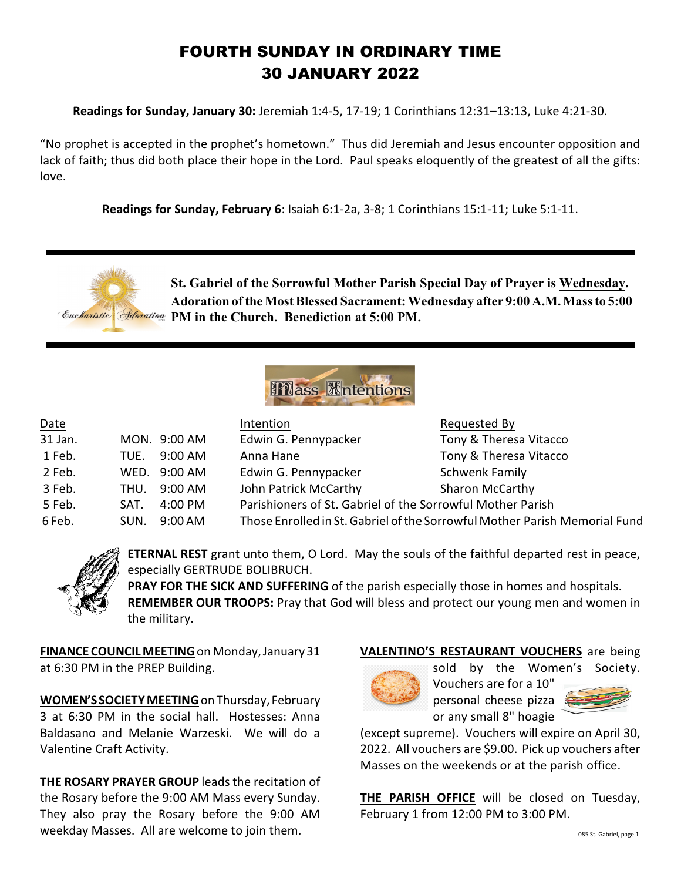# FOURTH SUNDAY IN ORDINARY TIME
# 30 JANUARY 2022

**Readings for Sunday, January 30:** Jeremiah 1:4-5, 17-19; 1 Corinthians 12:31–13:13, Luke 4:21-30.

"No prophet is accepted in the prophet's hometown." Thus did Jeremiah and Jesus encounter opposition and lack of faith; thus did both place their hope in the Lord. Paul speaks eloquently of the greatest of all the gifts: love.

**Readings for Sunday, February 6**: Isaiah 6:1-2a, 3-8; 1 Corinthians 15:1-11; Luke 5:1-11.

---

**St. Gabriel of the Sorrowful Mother Parish Special Day of Prayer is Wednesday. Adoration of the Most Blessed Sacrament: Wednesday after 9:00 A.M. Mass to 5:00 PM in the Church. Benediction at 5:00 PM.**

---

## Mass Intentions

| Date | | Intention | Requested By |
|---|---|---|---|
| 31 Jan. | MON. 9:00 AM | Edwin G. Pennypacker | Tony & Theresa Vitacco |
| 1 Feb. | TUE. 9:00 AM | Anna Hane | Tony & Theresa Vitacco |
| 2 Feb. | WED. 9:00 AM | Edwin G. Pennypacker | Schwenk Family |
| 3 Feb. | THU. 9:00 AM | John Patrick McCarthy | Sharon McCarthy |
| 5 Feb. | SAT. 4:00 PM | Parishioners of St. Gabriel of the Sorrowful Mother Parish | |
| 6 Feb. | SUN. 9:00 AM | Those Enrolled in St. Gabriel of the Sorrowful Mother Parish Memorial Fund | |

**ETERNAL REST** grant unto them, O Lord. May the souls of the faithful departed rest in peace, especially GERTRUDE BOLIBRUCH.

**PRAY FOR THE SICK AND SUFFERING** of the parish especially those in homes and hospitals.

**REMEMBER OUR TROOPS:** Pray that God will bless and protect our young men and women in the military.

**FINANCE COUNCIL MEETING** on Monday, January 31 at 6:30 PM in the PREP Building.

**WOMEN'S SOCIETY MEETING** on Thursday, February 3 at 6:30 PM in the social hall. Hostesses: Anna Baldasano and Melanie Warzeski. We will do a Valentine Craft Activity.

**THE ROSARY PRAYER GROUP** leads the recitation of the Rosary before the 9:00 AM Mass every Sunday. They also pray the Rosary before the 9:00 AM weekday Masses. All are welcome to join them.

**VALENTINO'S RESTAURANT VOUCHERS** are being sold by the Women's Society. Vouchers are for a 10" personal cheese pizza or any small 8" hoagie (except supreme). Vouchers will expire on April 30, 2022. All vouchers are $9.00. Pick up vouchers after Masses on the weekends or at the parish office.

**THE PARISH OFFICE** will be closed on Tuesday, February 1 from 12:00 PM to 3:00 PM.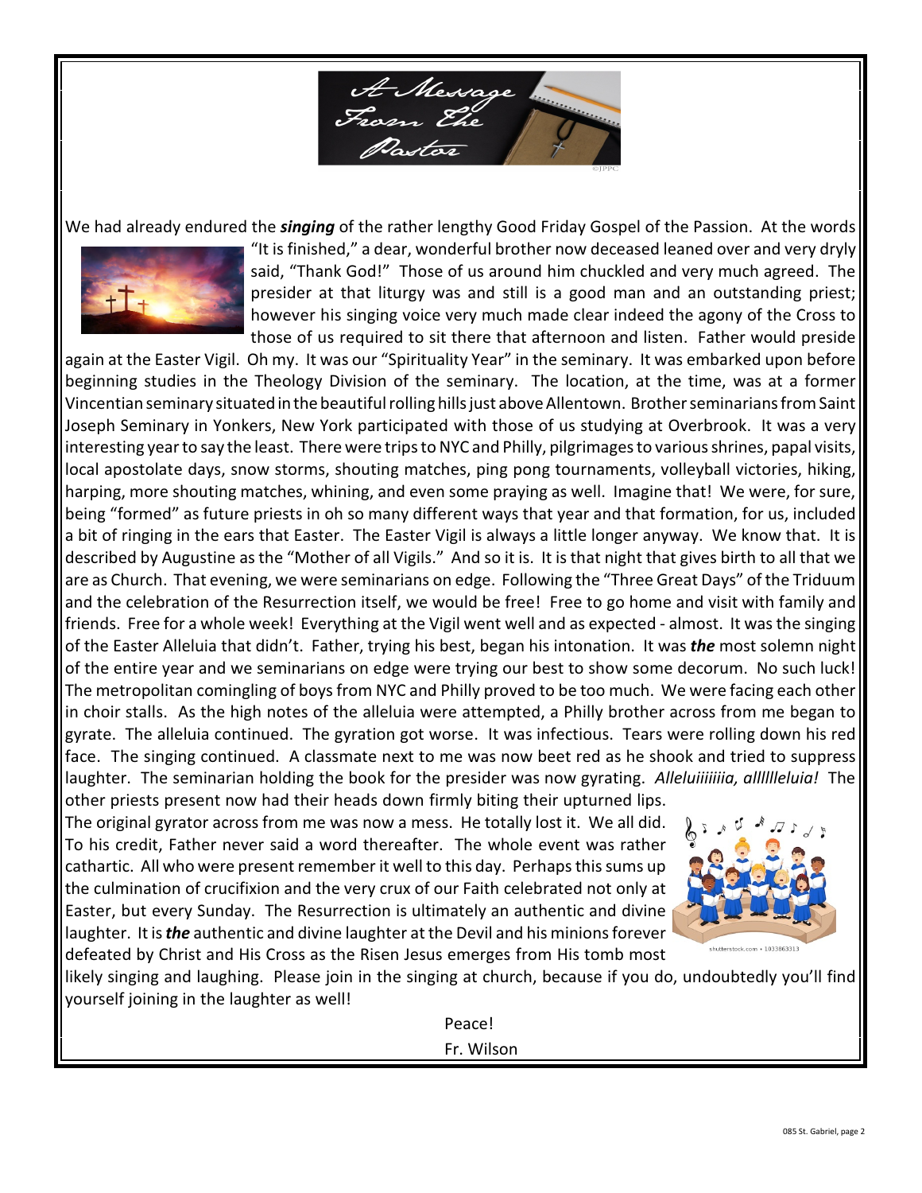# A Message From The Pastor

We had already endured the ***singing*** of the rather lengthy Good Friday Gospel of the Passion. At the words "It is finished," a dear, wonderful brother now deceased leaned over and very dryly said, "Thank God!" Those of us around him chuckled and very much agreed. The presider at that liturgy was and still is a good man and an outstanding priest; however his singing voice very much made clear indeed the agony of the Cross to those of us required to sit there that afternoon and listen. Father would preside again at the Easter Vigil. Oh my. It was our "Spirituality Year" in the seminary. It was embarked upon before beginning studies in the Theology Division of the seminary. The location, at the time, was at a former Vincentian seminary situated in the beautiful rolling hills just above Allentown. Brother seminarians from Saint Joseph Seminary in Yonkers, New York participated with those of us studying at Overbrook. It was a very interesting year to say the least. There were trips to NYC and Philly, pilgrimages to various shrines, papal visits, local apostolate days, snow storms, shouting matches, ping pong tournaments, volleyball victories, hiking, harping, more shouting matches, whining, and even some praying as well. Imagine that! We were, for sure, being "formed" as future priests in oh so many different ways that year and that formation, for us, included a bit of ringing in the ears that Easter. The Easter Vigil is always a little longer anyway. We know that. It is described by Augustine as the "Mother of all Vigils." And so it is. It is that night that gives birth to all that we are as Church. That evening, we were seminarians on edge. Following the "Three Great Days" of the Triduum and the celebration of the Resurrection itself, we would be free! Free to go home and visit with family and friends. Free for a whole week! Everything at the Vigil went well and as expected - almost. It was the singing of the Easter Alleluia that didn't. Father, trying his best, began his intonation. It was ***the*** most solemn night of the entire year and we seminarians on edge were trying our best to show some decorum. No such luck! The metropolitan comingling of boys from NYC and Philly proved to be too much. We were facing each other in choir stalls. As the high notes of the alleluia were attempted, a Philly brother across from me began to gyrate. The alleluia continued. The gyration got worse. It was infectious. Tears were rolling down his red face. The singing continued. A classmate next to me was now beet red as he shook and tried to suppress laughter. The seminarian holding the book for the presider was now gyrating. *Alleluiiiiiiia, allllleluia!* The other priests present now had their heads down firmly biting their upturned lips. The original gyrator across from me was now a mess. He totally lost it. We all did. To his credit, Father never said a word thereafter. The whole event was rather cathartic. All who were present remember it well to this day. Perhaps this sums up the culmination of crucifixion and the very crux of our Faith celebrated not only at Easter, but every Sunday. The Resurrection is ultimately an authentic and divine laughter. It is ***the*** authentic and divine laughter at the Devil and his minions forever defeated by Christ and His Cross as the Risen Jesus emerges from His tomb most likely singing and laughing. Please join in the singing at church, because if you do, undoubtedly you'll find yourself joining in the laughter as well!

Peace!

Fr. Wilson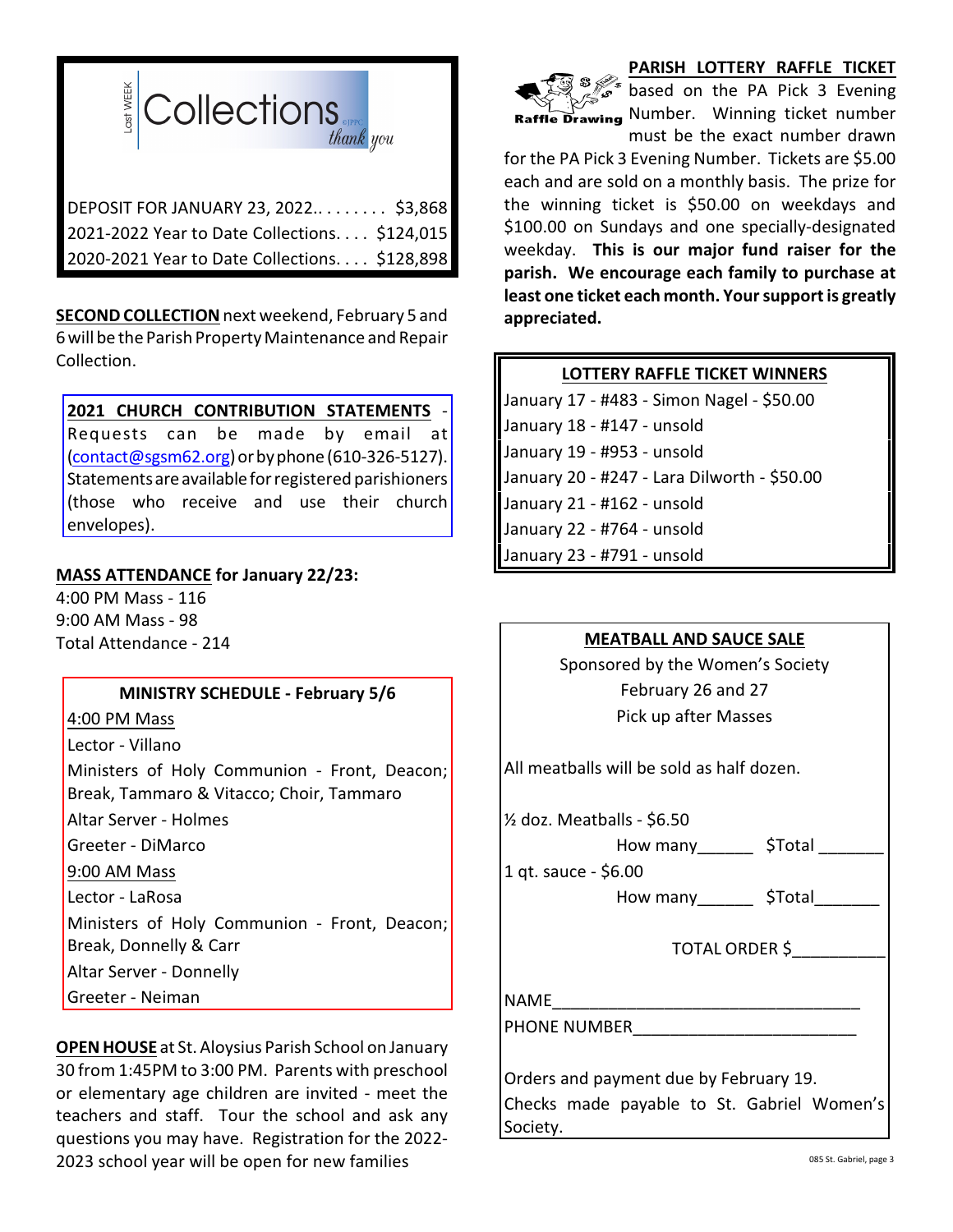## Collections

Last WEEK

*thank you*

DEPOSIT FOR JANUARY 23, 2022. . . . . . . . . $3,868
2021-2022 Year to Date Collections. . . . $124,015
2020-2021 Year to Date Collections. . . . $128,898

**SECOND COLLECTION** next weekend, February 5 and 6 will be the Parish Property Maintenance and Repair Collection.

**2021 CHURCH CONTRIBUTION STATEMENTS** - Requests can be made by email at (contact@sgsm62.org) or by phone (610-326-5127). Statements are available for registered parishioners (those who receive and use their church envelopes).

**MASS ATTENDANCE for January 22/23:**
4:00 PM Mass - 116
9:00 AM Mass - 98
Total Attendance - 214

**MINISTRY SCHEDULE - February 5/6**

4:00 PM Mass
Lector - Villano
Ministers of Holy Communion - Front, Deacon; Break, Tammaro & Vitacco; Choir, Tammaro
Altar Server - Holmes
Greeter - DiMarco

9:00 AM Mass
Lector - LaRosa
Ministers of Holy Communion - Front, Deacon; Break, Donnelly & Carr
Altar Server - Donnelly
Greeter - Neiman

**OPEN HOUSE** at St. Aloysius Parish School on January 30 from 1:45PM to 3:00 PM. Parents with preschool or elementary age children are invited - meet the teachers and staff. Tour the school and ask any questions you may have. Registration for the 2022-2023 school year will be open for new families

**PARISH LOTTERY RAFFLE TICKET** based on the PA Pick 3 Evening Number. Winning ticket number must be the exact number drawn for the PA Pick 3 Evening Number. Tickets are $5.00 each and are sold on a monthly basis. The prize for the winning ticket is $50.00 on weekdays and $100.00 on Sundays and one specially-designated weekday. **This is our major fund raiser for the parish. We encourage each family to purchase at least one ticket each month. Your support is greatly appreciated.**

**LOTTERY RAFFLE TICKET WINNERS**

January 17 - #483 - Simon Nagel - $50.00
January 18 - #147 - unsold
January 19 - #953 - unsold
January 20 - #247 - Lara Dilworth - $50.00
January 21 - #162 - unsold
January 22 - #764 - unsold
January 23 - #791 - unsold

**MEATBALL AND SAUCE SALE**
Sponsored by the Women's Society
February 26 and 27
Pick up after Masses

All meatballs will be sold as half dozen.

½ doz. Meatballs - $6.50
How many______ $Total _______

1 qt. sauce - $6.00
How many______ $Total_______

TOTAL ORDER $__________

NAME_________________________________
PHONE NUMBER________________________

Orders and payment due by February 19.
Checks made payable to St. Gabriel Women's Society.